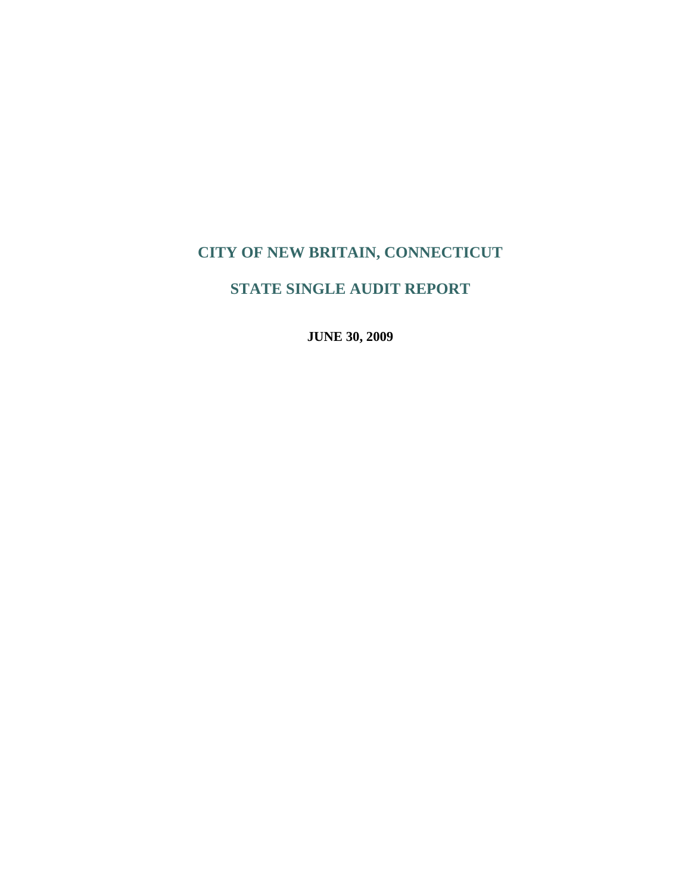# CITY OF NEW BRITAIN, CONNECTICUT

# STATE SINGLE AUDIT REPORT

**JUNE 30, 2009**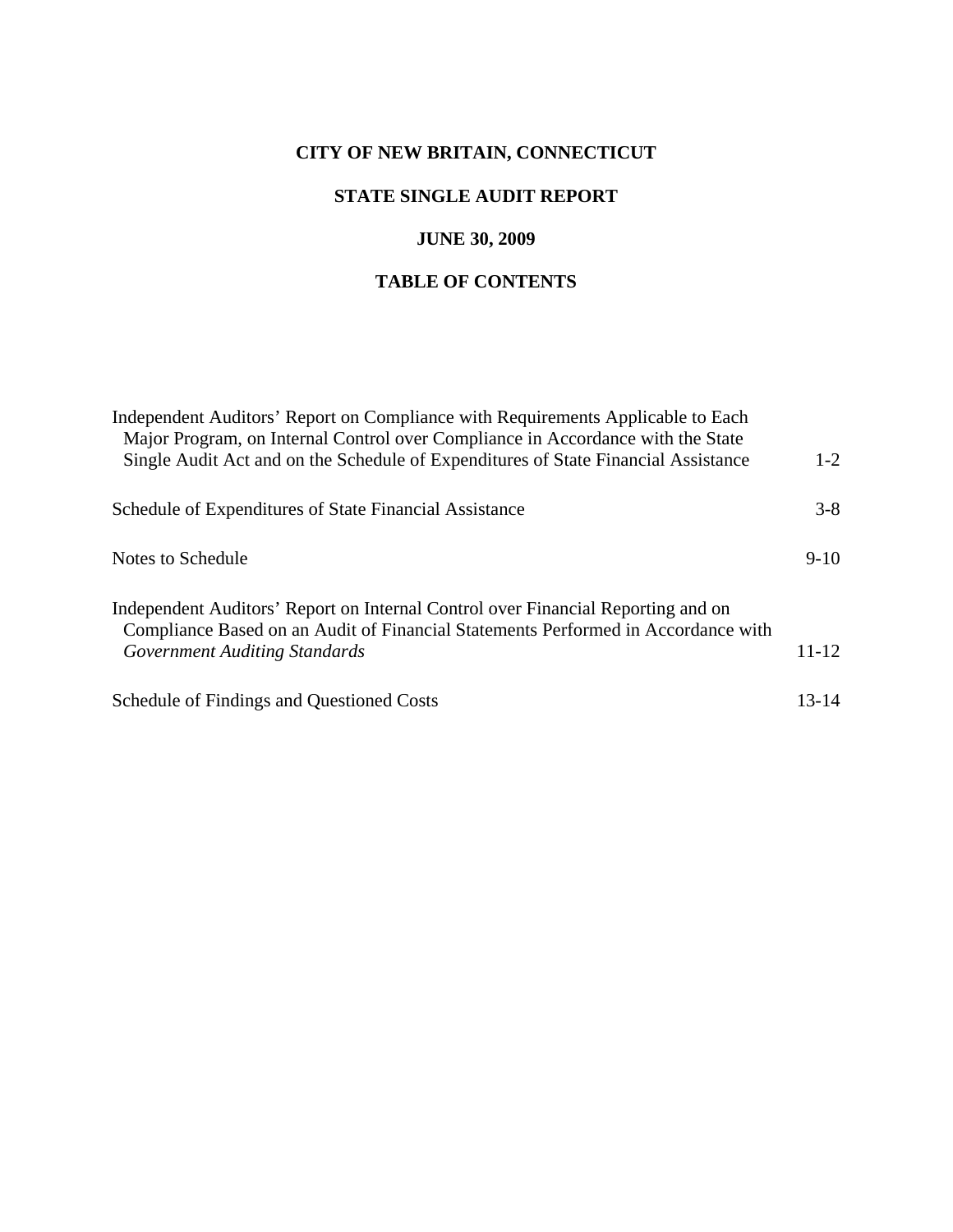# CITY OF NEW BRITAIN, CONNECTICUT

## STATE SINGLE AUDIT REPORT

## JUNE 30, 2009

## TABLE OF CONTENTS

| | |
|---|---|
| Independent Auditors' Report on Compliance with Requirements Applicable to Each Major Program, on Internal Control over Compliance in Accordance with the State Single Audit Act and on the Schedule of Expenditures of State Financial Assistance | 1-2 |
| Schedule of Expenditures of State Financial Assistance | 3-8 |
| Notes to Schedule | 9-10 |
| Independent Auditors' Report on Internal Control over Financial Reporting and on Compliance Based on an Audit of Financial Statements Performed in Accordance with *Government Auditing Standards* | 11-12 |
| Schedule of Findings and Questioned Costs | 13-14 |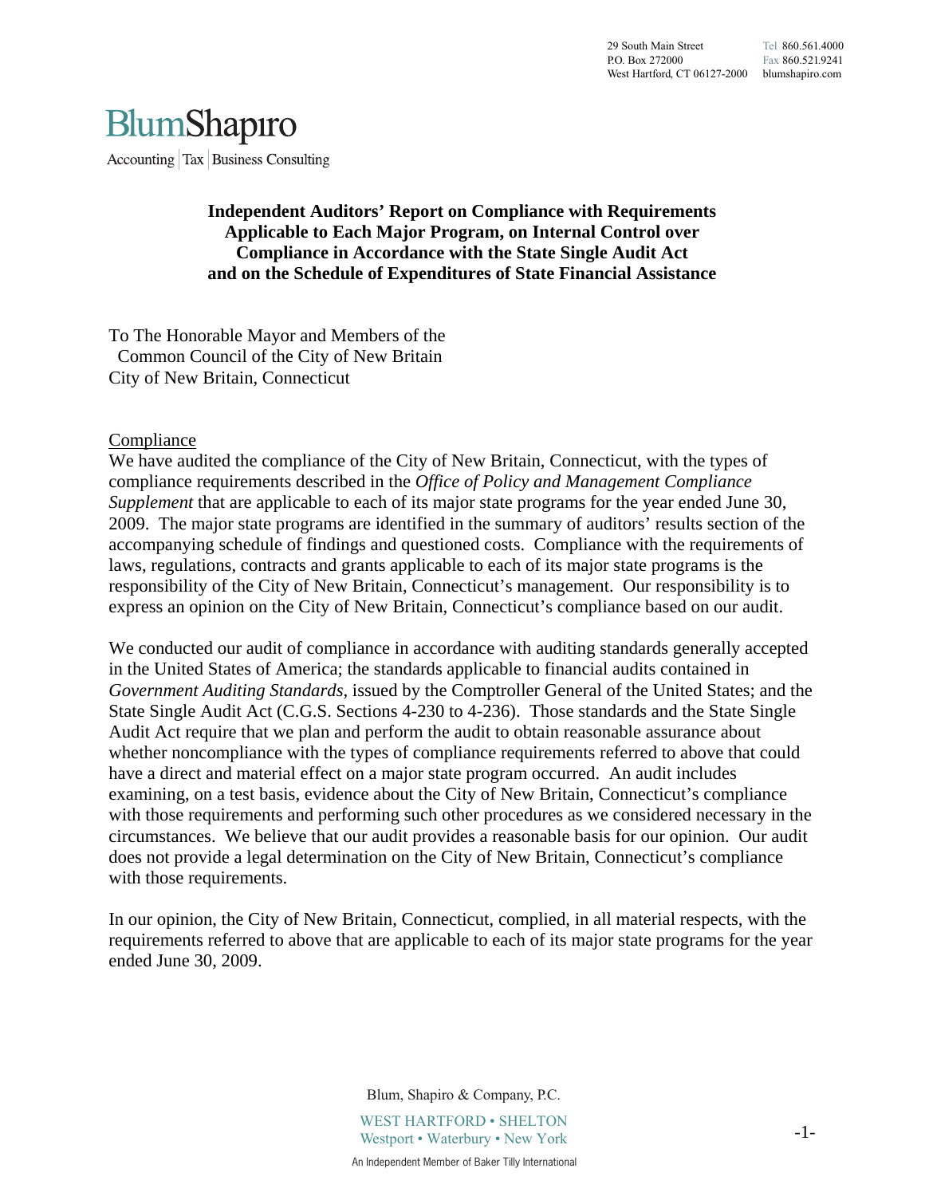**Independent Auditors' Report on Compliance with Requirements Applicable to Each Major Program, on Internal Control over Compliance in Accordance with the State Single Audit Act and on the Schedule of Expenditures of State Financial Assistance**

To The Honorable Mayor and Members of the
Common Council of the City of New Britain
City of New Britain, Connecticut

Compliance

We have audited the compliance of the City of New Britain, Connecticut, with the types of compliance requirements described in the *Office of Policy and Management Compliance Supplement* that are applicable to each of its major state programs for the year ended June 30, 2009. The major state programs are identified in the summary of auditors' results section of the accompanying schedule of findings and questioned costs. Compliance with the requirements of laws, regulations, contracts and grants applicable to each of its major state programs is the responsibility of the City of New Britain, Connecticut's management. Our responsibility is to express an opinion on the City of New Britain, Connecticut's compliance based on our audit.

We conducted our audit of compliance in accordance with auditing standards generally accepted in the United States of America; the standards applicable to financial audits contained in *Government Auditing Standards*, issued by the Comptroller General of the United States; and the State Single Audit Act (C.G.S. Sections 4-230 to 4-236). Those standards and the State Single Audit Act require that we plan and perform the audit to obtain reasonable assurance about whether noncompliance with the types of compliance requirements referred to above that could have a direct and material effect on a major state program occurred. An audit includes examining, on a test basis, evidence about the City of New Britain, Connecticut's compliance with those requirements and performing such other procedures as we considered necessary in the circumstances. We believe that our audit provides a reasonable basis for our opinion. Our audit does not provide a legal determination on the City of New Britain, Connecticut's compliance with those requirements.

In our opinion, the City of New Britain, Connecticut, complied, in all material respects, with the requirements referred to above that are applicable to each of its major state programs for the year ended June 30, 2009.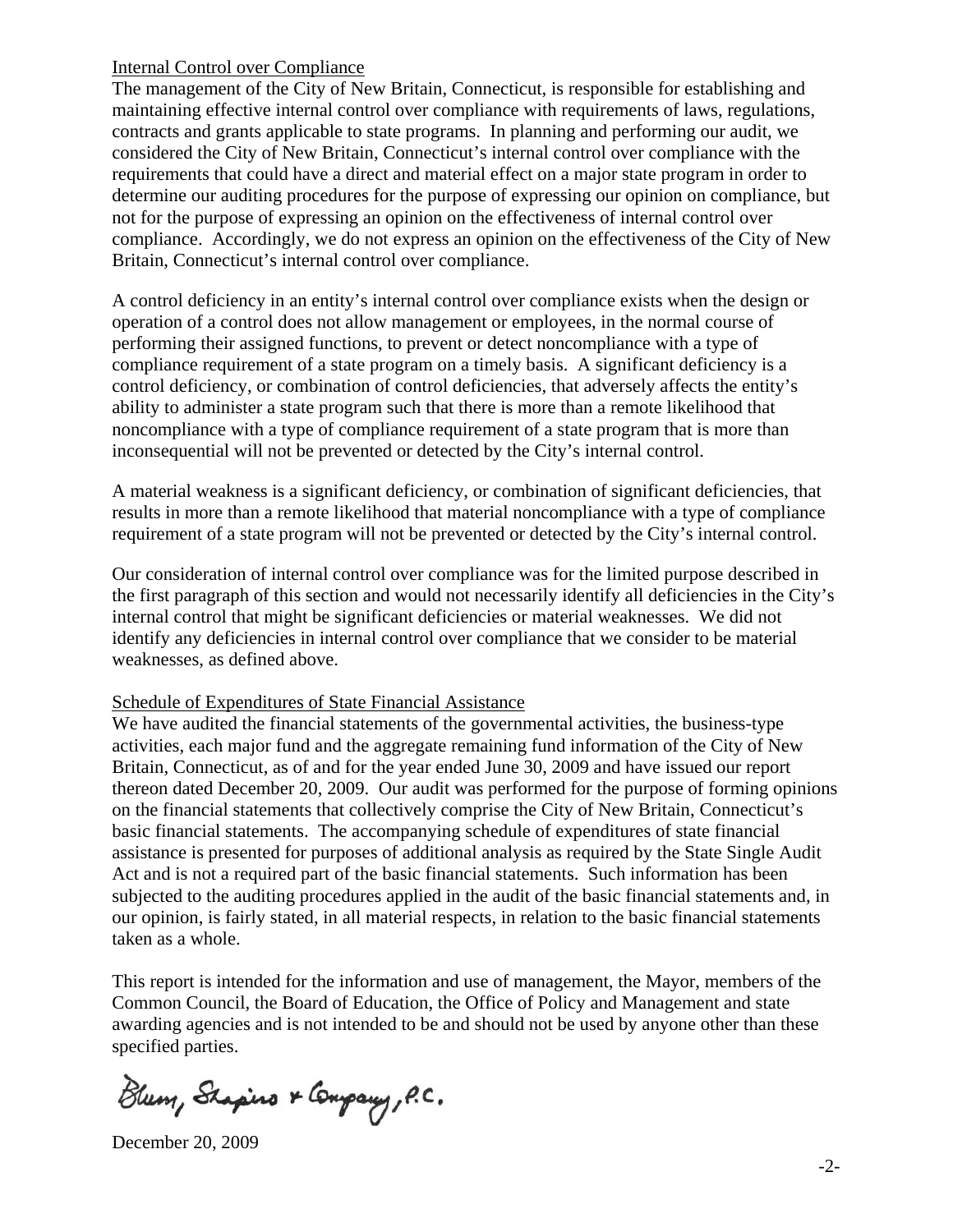Internal Control over Compliance

The management of the City of New Britain, Connecticut, is responsible for establishing and maintaining effective internal control over compliance with requirements of laws, regulations, contracts and grants applicable to state programs. In planning and performing our audit, we considered the City of New Britain, Connecticut's internal control over compliance with the requirements that could have a direct and material effect on a major state program in order to determine our auditing procedures for the purpose of expressing our opinion on compliance, but not for the purpose of expressing an opinion on the effectiveness of internal control over compliance. Accordingly, we do not express an opinion on the effectiveness of the City of New Britain, Connecticut's internal control over compliance.

A control deficiency in an entity's internal control over compliance exists when the design or operation of a control does not allow management or employees, in the normal course of performing their assigned functions, to prevent or detect noncompliance with a type of compliance requirement of a state program on a timely basis. A significant deficiency is a control deficiency, or combination of control deficiencies, that adversely affects the entity's ability to administer a state program such that there is more than a remote likelihood that noncompliance with a type of compliance requirement of a state program that is more than inconsequential will not be prevented or detected by the City's internal control.

A material weakness is a significant deficiency, or combination of significant deficiencies, that results in more than a remote likelihood that material noncompliance with a type of compliance requirement of a state program will not be prevented or detected by the City's internal control.

Our consideration of internal control over compliance was for the limited purpose described in the first paragraph of this section and would not necessarily identify all deficiencies in the City's internal control that might be significant deficiencies or material weaknesses. We did not identify any deficiencies in internal control over compliance that we consider to be material weaknesses, as defined above.

Schedule of Expenditures of State Financial Assistance

We have audited the financial statements of the governmental activities, the business-type activities, each major fund and the aggregate remaining fund information of the City of New Britain, Connecticut, as of and for the year ended June 30, 2009 and have issued our report thereon dated December 20, 2009. Our audit was performed for the purpose of forming opinions on the financial statements that collectively comprise the City of New Britain, Connecticut's basic financial statements. The accompanying schedule of expenditures of state financial assistance is presented for purposes of additional analysis as required by the State Single Audit Act and is not a required part of the basic financial statements. Such information has been subjected to the auditing procedures applied in the audit of the basic financial statements and, in our opinion, is fairly stated, in all material respects, in relation to the basic financial statements taken as a whole.

This report is intended for the information and use of management, the Mayor, members of the Common Council, the Board of Education, the Office of Policy and Management and state awarding agencies and is not intended to be and should not be used by anyone other than these specified parties.

Blum, Shapiro & Company, P.C.

December 20, 2009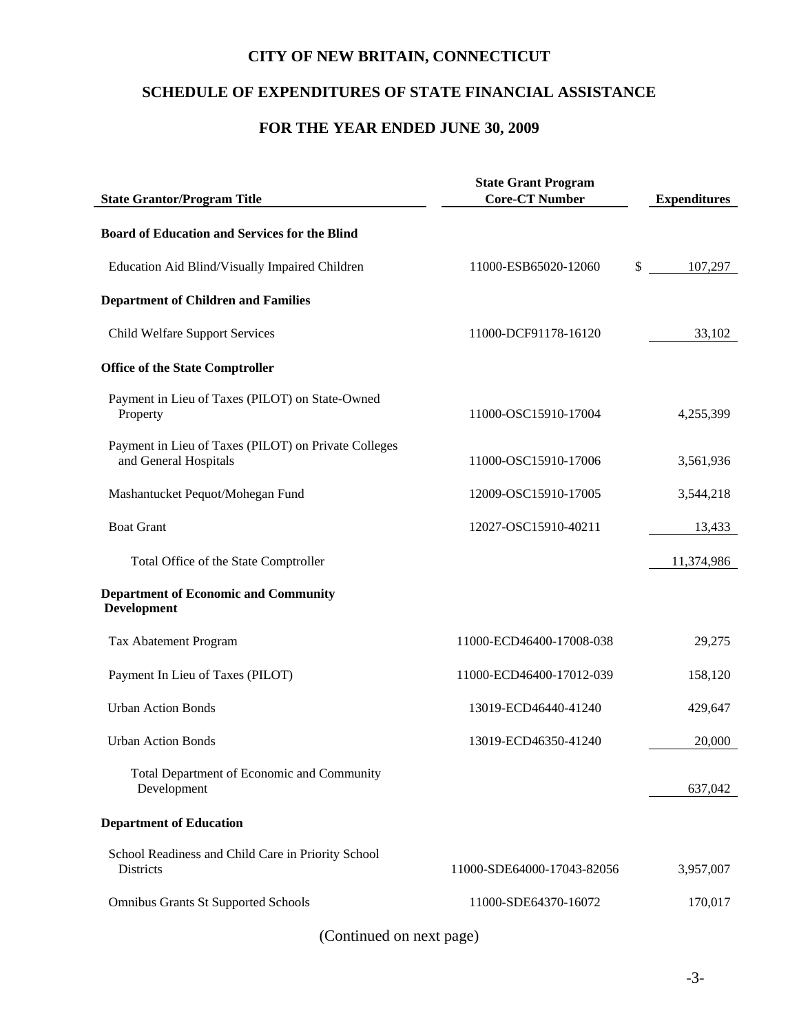# CITY OF NEW BRITAIN, CONNECTICUT

## SCHEDULE OF EXPENDITURES OF STATE FINANCIAL ASSISTANCE

## FOR THE YEAR ENDED JUNE 30, 2009

| State Grantor/Program Title | State Grant Program Core-CT Number | Expenditures |
|---|---|---|
| **Board of Education and Services for the Blind** | | |
| Education Aid Blind/Visually Impaired Children | 11000-ESB65020-12060 | $ 107,297 |
| **Department of Children and Families** | | |
| Child Welfare Support Services | 11000-DCF91178-16120 | 33,102 |
| **Office of the State Comptroller** | | |
| Payment in Lieu of Taxes (PILOT) on State-Owned Property | 11000-OSC15910-17004 | 4,255,399 |
| Payment in Lieu of Taxes (PILOT) on Private Colleges and General Hospitals | 11000-OSC15910-17006 | 3,561,936 |
| Mashantucket Pequot/Mohegan Fund | 12009-OSC15910-17005 | 3,544,218 |
| Boat Grant | 12027-OSC15910-40211 | 13,433 |
| Total Office of the State Comptroller | | 11,374,986 |
| **Department of Economic and Community Development** | | |
| Tax Abatement Program | 11000-ECD46400-17008-038 | 29,275 |
| Payment In Lieu of Taxes (PILOT) | 11000-ECD46400-17012-039 | 158,120 |
| Urban Action Bonds | 13019-ECD46440-41240 | 429,647 |
| Urban Action Bonds | 13019-ECD46350-41240 | 20,000 |
| Total Department of Economic and Community Development | | 637,042 |
| **Department of Education** | | |
| School Readiness and Child Care in Priority School Districts | 11000-SDE64000-17043-82056 | 3,957,007 |
| Omnibus Grants St Supported Schools | 11000-SDE64370-16072 | 170,017 |

(Continued on next page)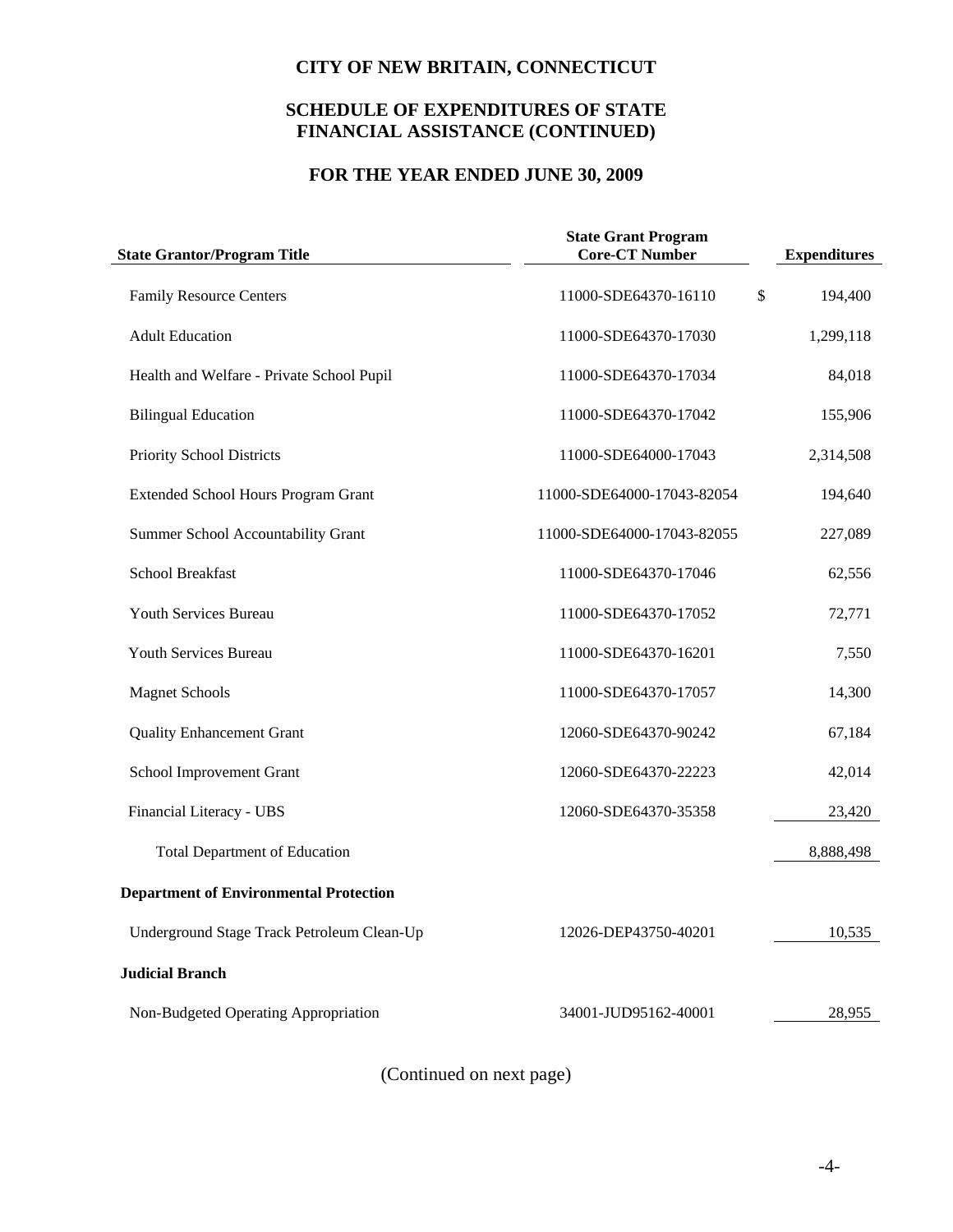# CITY OF NEW BRITAIN, CONNECTICUT

## SCHEDULE OF EXPENDITURES OF STATE FINANCIAL ASSISTANCE (CONTINUED)

## FOR THE YEAR ENDED JUNE 30, 2009

| State Grantor/Program Title | State Grant Program Core-CT Number | Expenditures |
|---|---|---|
| Family Resource Centers | 11000-SDE64370-16110 | $ 194,400 |
| Adult Education | 11000-SDE64370-17030 | 1,299,118 |
| Health and Welfare - Private School Pupil | 11000-SDE64370-17034 | 84,018 |
| Bilingual Education | 11000-SDE64370-17042 | 155,906 |
| Priority School Districts | 11000-SDE64000-17043 | 2,314,508 |
| Extended School Hours Program Grant | 11000-SDE64000-17043-82054 | 194,640 |
| Summer School Accountability Grant | 11000-SDE64000-17043-82055 | 227,089 |
| School Breakfast | 11000-SDE64370-17046 | 62,556 |
| Youth Services Bureau | 11000-SDE64370-17052 | 72,771 |
| Youth Services Bureau | 11000-SDE64370-16201 | 7,550 |
| Magnet Schools | 11000-SDE64370-17057 | 14,300 |
| Quality Enhancement Grant | 12060-SDE64370-90242 | 67,184 |
| School Improvement Grant | 12060-SDE64370-22223 | 42,014 |
| Financial Literacy - UBS | 12060-SDE64370-35358 | 23,420 |
| Total Department of Education | | 8,888,498 |
| **Department of Environmental Protection** | | |
| Underground Stage Track Petroleum Clean-Up | 12026-DEP43750-40201 | 10,535 |
| **Judicial Branch** | | |
| Non-Budgeted Operating Appropriation | 34001-JUD95162-40001 | 28,955 |

(Continued on next page)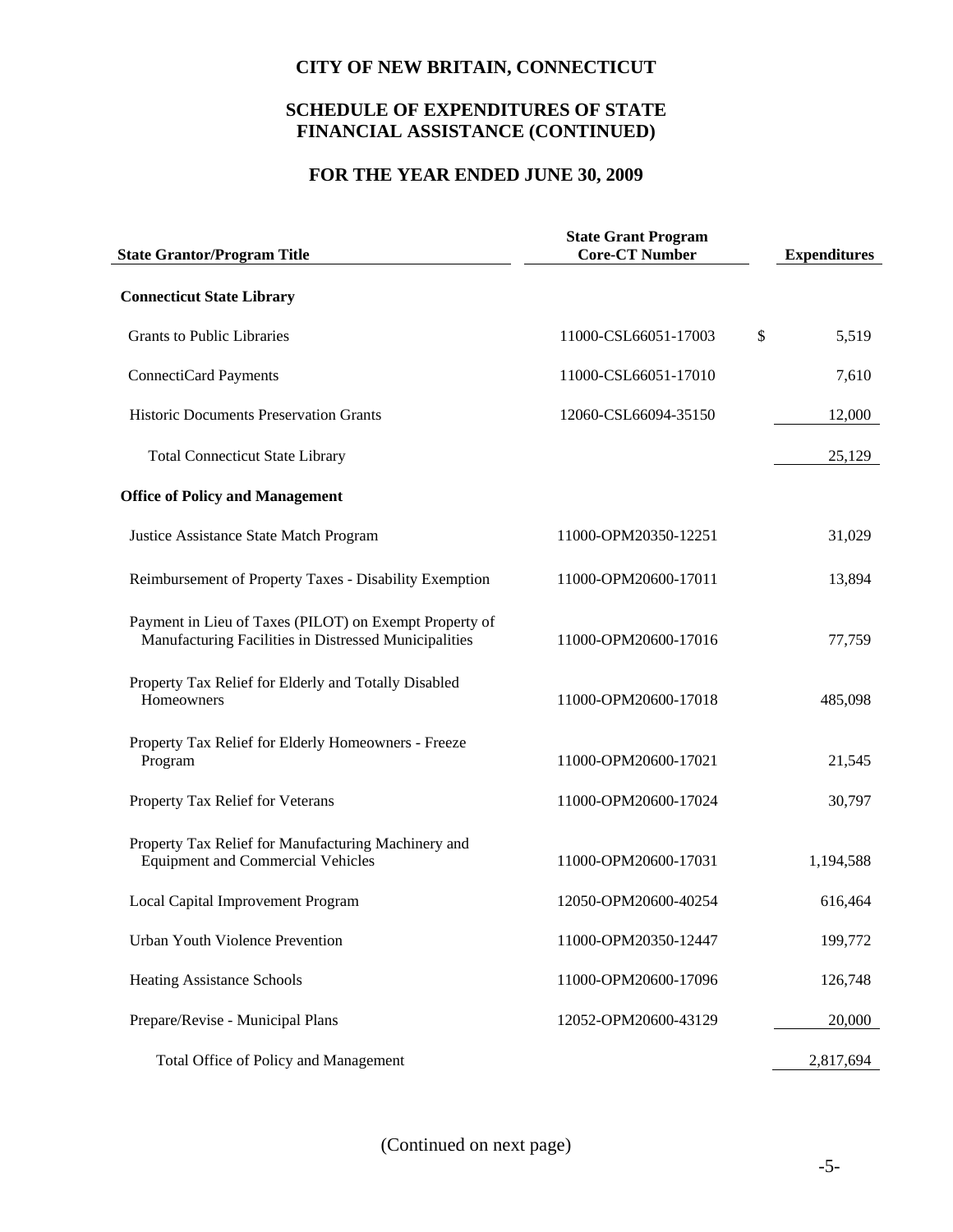# CITY OF NEW BRITAIN, CONNECTICUT

## SCHEDULE OF EXPENDITURES OF STATE FINANCIAL ASSISTANCE (CONTINUED)

## FOR THE YEAR ENDED JUNE 30, 2009

| State Grantor/Program Title | State Grant Program Core-CT Number | Expenditures |
|---|---|---|
| **Connecticut State Library** | | |
| Grants to Public Libraries | 11000-CSL66051-17003 | $ 5,519 |
| ConnectiCard Payments | 11000-CSL66051-17010 | 7,610 |
| Historic Documents Preservation Grants | 12060-CSL66094-35150 | 12,000 |
| Total Connecticut State Library | | 25,129 |
| **Office of Policy and Management** | | |
| Justice Assistance State Match Program | 11000-OPM20350-12251 | 31,029 |
| Reimbursement of Property Taxes - Disability Exemption | 11000-OPM20600-17011 | 13,894 |
| Payment in Lieu of Taxes (PILOT) on Exempt Property of Manufacturing Facilities in Distressed Municipalities | 11000-OPM20600-17016 | 77,759 |
| Property Tax Relief for Elderly and Totally Disabled Homeowners | 11000-OPM20600-17018 | 485,098 |
| Property Tax Relief for Elderly Homeowners - Freeze Program | 11000-OPM20600-17021 | 21,545 |
| Property Tax Relief for Veterans | 11000-OPM20600-17024 | 30,797 |
| Property Tax Relief for Manufacturing Machinery and Equipment and Commercial Vehicles | 11000-OPM20600-17031 | 1,194,588 |
| Local Capital Improvement Program | 12050-OPM20600-40254 | 616,464 |
| Urban Youth Violence Prevention | 11000-OPM20350-12447 | 199,772 |
| Heating Assistance Schools | 11000-OPM20600-17096 | 126,748 |
| Prepare/Revise - Municipal Plans | 12052-OPM20600-43129 | 20,000 |
| Total Office of Policy and Management | | 2,817,694 |

(Continued on next page)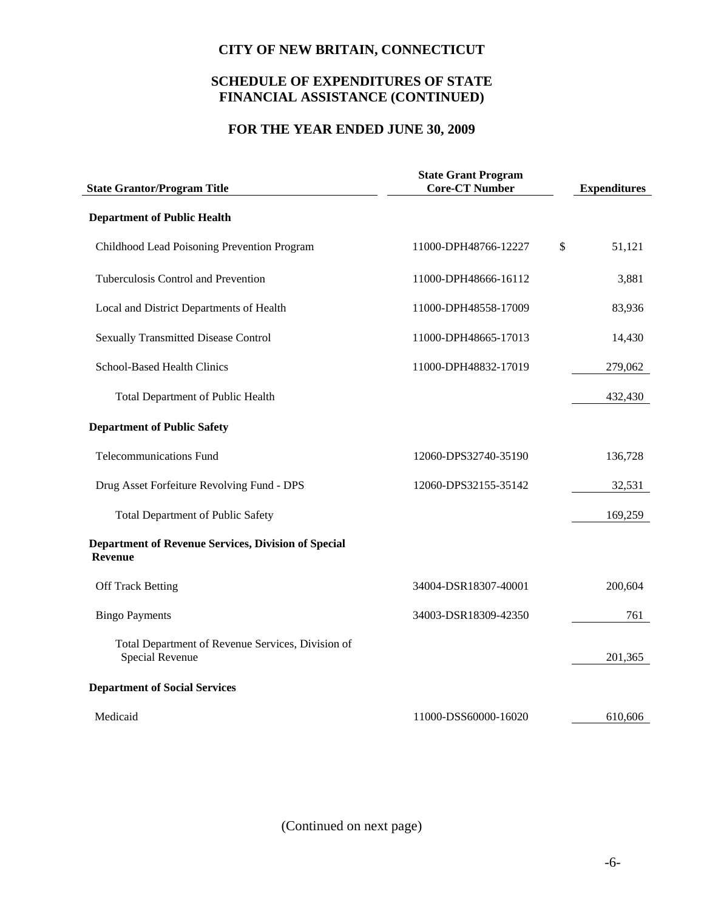# CITY OF NEW BRITAIN, CONNECTICUT

## SCHEDULE OF EXPENDITURES OF STATE FINANCIAL ASSISTANCE (CONTINUED)

## FOR THE YEAR ENDED JUNE 30, 2009

| State Grantor/Program Title | State Grant Program Core-CT Number | Expenditures |
|---|---|---|
| **Department of Public Health** | | |
| Childhood Lead Poisoning Prevention Program | 11000-DPH48766-12227 | $ 51,121 |
| Tuberculosis Control and Prevention | 11000-DPH48666-16112 | 3,881 |
| Local and District Departments of Health | 11000-DPH48558-17009 | 83,936 |
| Sexually Transmitted Disease Control | 11000-DPH48665-17013 | 14,430 |
| School-Based Health Clinics | 11000-DPH48832-17019 | 279,062 |
| Total Department of Public Health | | 432,430 |
| **Department of Public Safety** | | |
| Telecommunications Fund | 12060-DPS32740-35190 | 136,728 |
| Drug Asset Forfeiture Revolving Fund - DPS | 12060-DPS32155-35142 | 32,531 |
| Total Department of Public Safety | | 169,259 |
| **Department of Revenue Services, Division of Special Revenue** | | |
| Off Track Betting | 34004-DSR18307-40001 | 200,604 |
| Bingo Payments | 34003-DSR18309-42350 | 761 |
| Total Department of Revenue Services, Division of Special Revenue | | 201,365 |
| **Department of Social Services** | | |
| Medicaid | 11000-DSS60000-16020 | 610,606 |

(Continued on next page)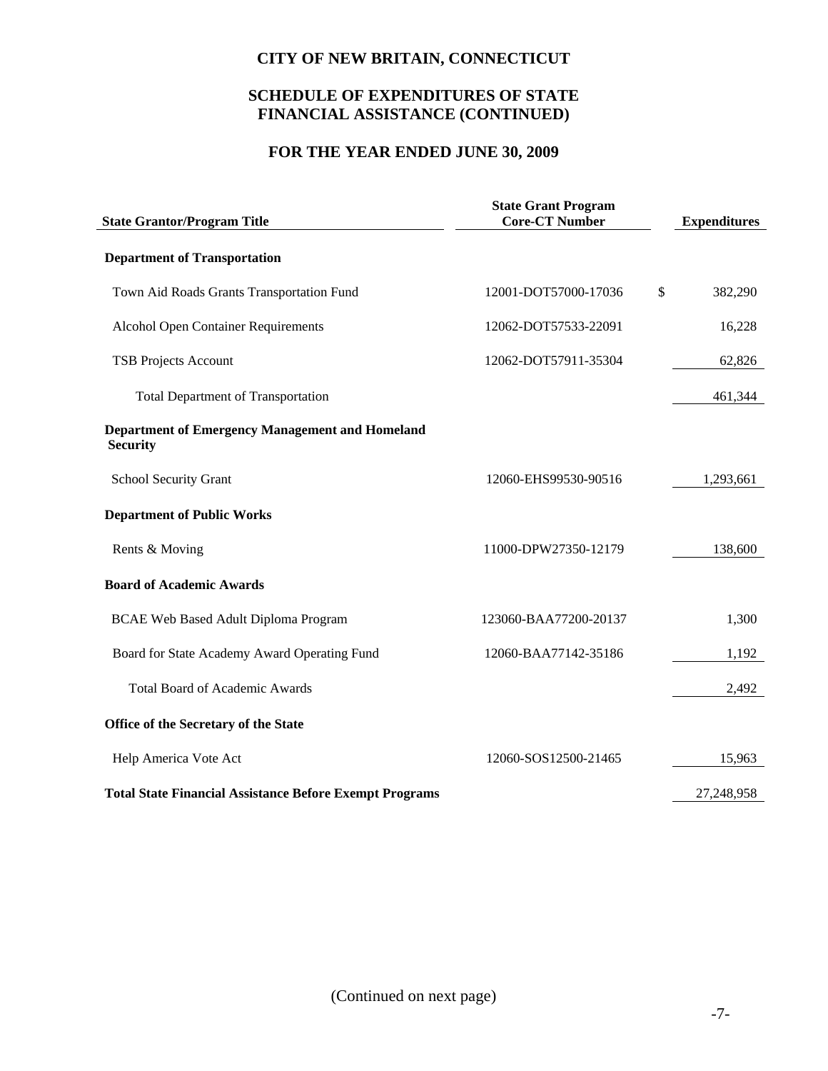# CITY OF NEW BRITAIN, CONNECTICUT

## SCHEDULE OF EXPENDITURES OF STATE FINANCIAL ASSISTANCE (CONTINUED)

## FOR THE YEAR ENDED JUNE 30, 2009

| State Grantor/Program Title | State Grant Program Core-CT Number | Expenditures |
|---|---|---|
| **Department of Transportation** | | |
| Town Aid Roads Grants Transportation Fund | 12001-DOT57000-17036 | $ 382,290 |
| Alcohol Open Container Requirements | 12062-DOT57533-22091 | 16,228 |
| TSB Projects Account | 12062-DOT57911-35304 | 62,826 |
| Total Department of Transportation | | 461,344 |
| **Department of Emergency Management and Homeland Security** | | |
| School Security Grant | 12060-EHS99530-90516 | 1,293,661 |
| **Department of Public Works** | | |
| Rents & Moving | 11000-DPW27350-12179 | 138,600 |
| **Board of Academic Awards** | | |
| BCAE Web Based Adult Diploma Program | 123060-BAA77200-20137 | 1,300 |
| Board for State Academy Award Operating Fund | 12060-BAA77142-35186 | 1,192 |
| Total Board of Academic Awards | | 2,492 |
| **Office of the Secretary of the State** | | |
| Help America Vote Act | 12060-SOS12500-21465 | 15,963 |
| **Total State Financial Assistance Before Exempt Programs** | | 27,248,958 |

(Continued on next page)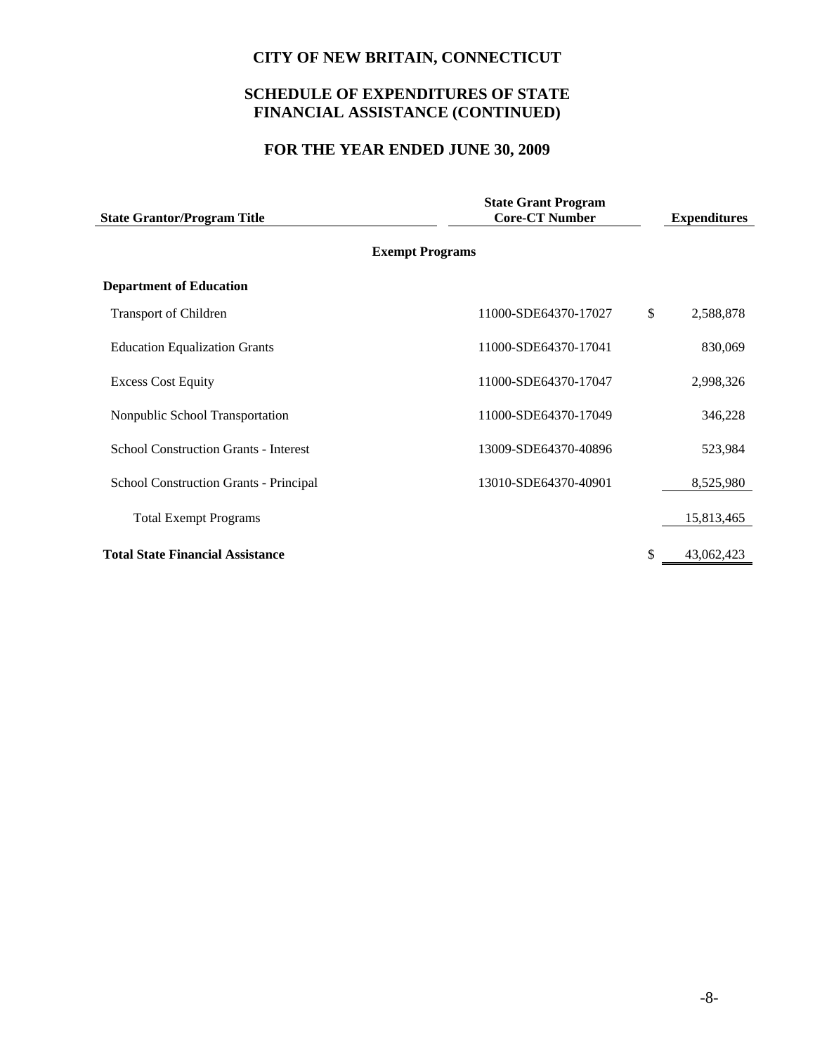# CITY OF NEW BRITAIN, CONNECTICUT

## SCHEDULE OF EXPENDITURES OF STATE FINANCIAL ASSISTANCE (CONTINUED)

## FOR THE YEAR ENDED JUNE 30, 2009

| State Grantor/Program Title | State Grant Program Core-CT Number | Expenditures |
|---|---|---|
| **Exempt Programs** | | |
| **Department of Education** | | |
| Transport of Children | 11000-SDE64370-17027 | $ 2,588,878 |
| Education Equalization Grants | 11000-SDE64370-17041 | 830,069 |
| Excess Cost Equity | 11000-SDE64370-17047 | 2,998,326 |
| Nonpublic School Transportation | 11000-SDE64370-17049 | 346,228 |
| School Construction Grants - Interest | 13009-SDE64370-40896 | 523,984 |
| School Construction Grants - Principal | 13010-SDE64370-40901 | 8,525,980 |
| Total Exempt Programs | | 15,813,465 |
| **Total State Financial Assistance** | | $ 43,062,423 |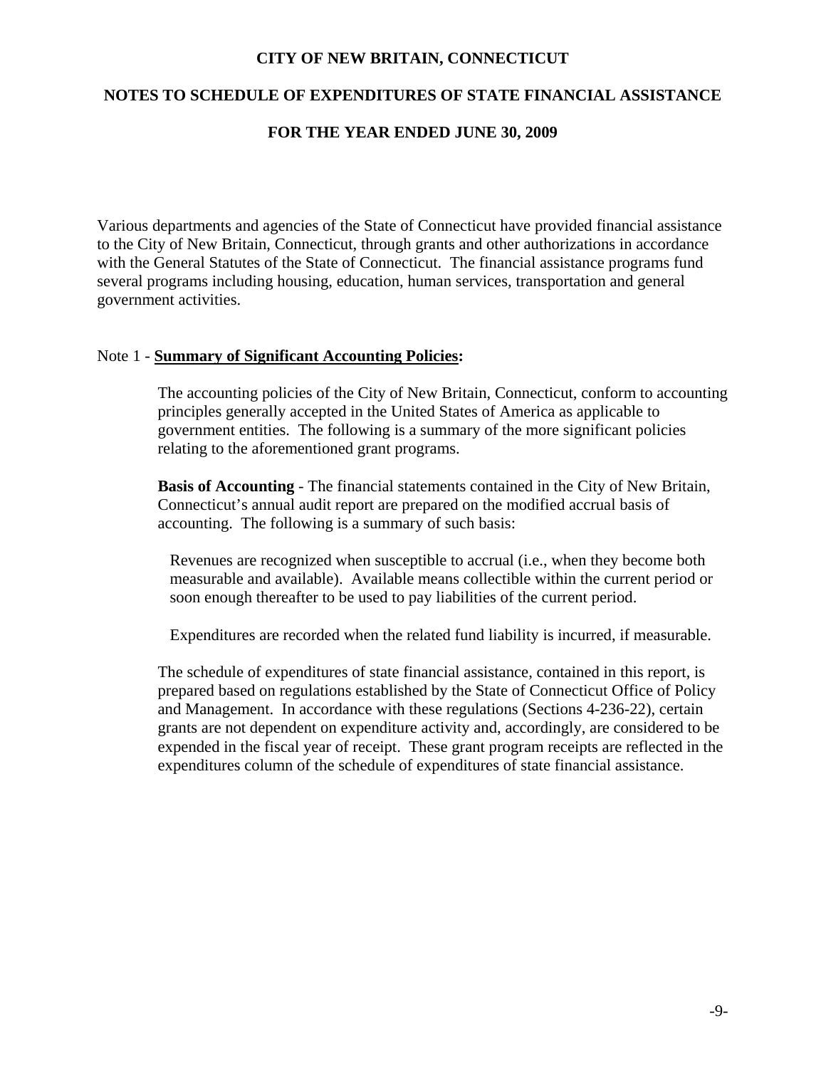# CITY OF NEW BRITAIN, CONNECTICUT

## NOTES TO SCHEDULE OF EXPENDITURES OF STATE FINANCIAL ASSISTANCE

## FOR THE YEAR ENDED JUNE 30, 2009

Various departments and agencies of the State of Connecticut have provided financial assistance to the City of New Britain, Connecticut, through grants and other authorizations in accordance with the General Statutes of the State of Connecticut. The financial assistance programs fund several programs including housing, education, human services, transportation and general government activities.

Note 1 - **Summary of Significant Accounting Policies:**

The accounting policies of the City of New Britain, Connecticut, conform to accounting principles generally accepted in the United States of America as applicable to government entities. The following is a summary of the more significant policies relating to the aforementioned grant programs.

**Basis of Accounting** - The financial statements contained in the City of New Britain, Connecticut's annual audit report are prepared on the modified accrual basis of accounting. The following is a summary of such basis:

Revenues are recognized when susceptible to accrual (i.e., when they become both measurable and available). Available means collectible within the current period or soon enough thereafter to be used to pay liabilities of the current period.

Expenditures are recorded when the related fund liability is incurred, if measurable.

The schedule of expenditures of state financial assistance, contained in this report, is prepared based on regulations established by the State of Connecticut Office of Policy and Management. In accordance with these regulations (Sections 4-236-22), certain grants are not dependent on expenditure activity and, accordingly, are considered to be expended in the fiscal year of receipt. These grant program receipts are reflected in the expenditures column of the schedule of expenditures of state financial assistance.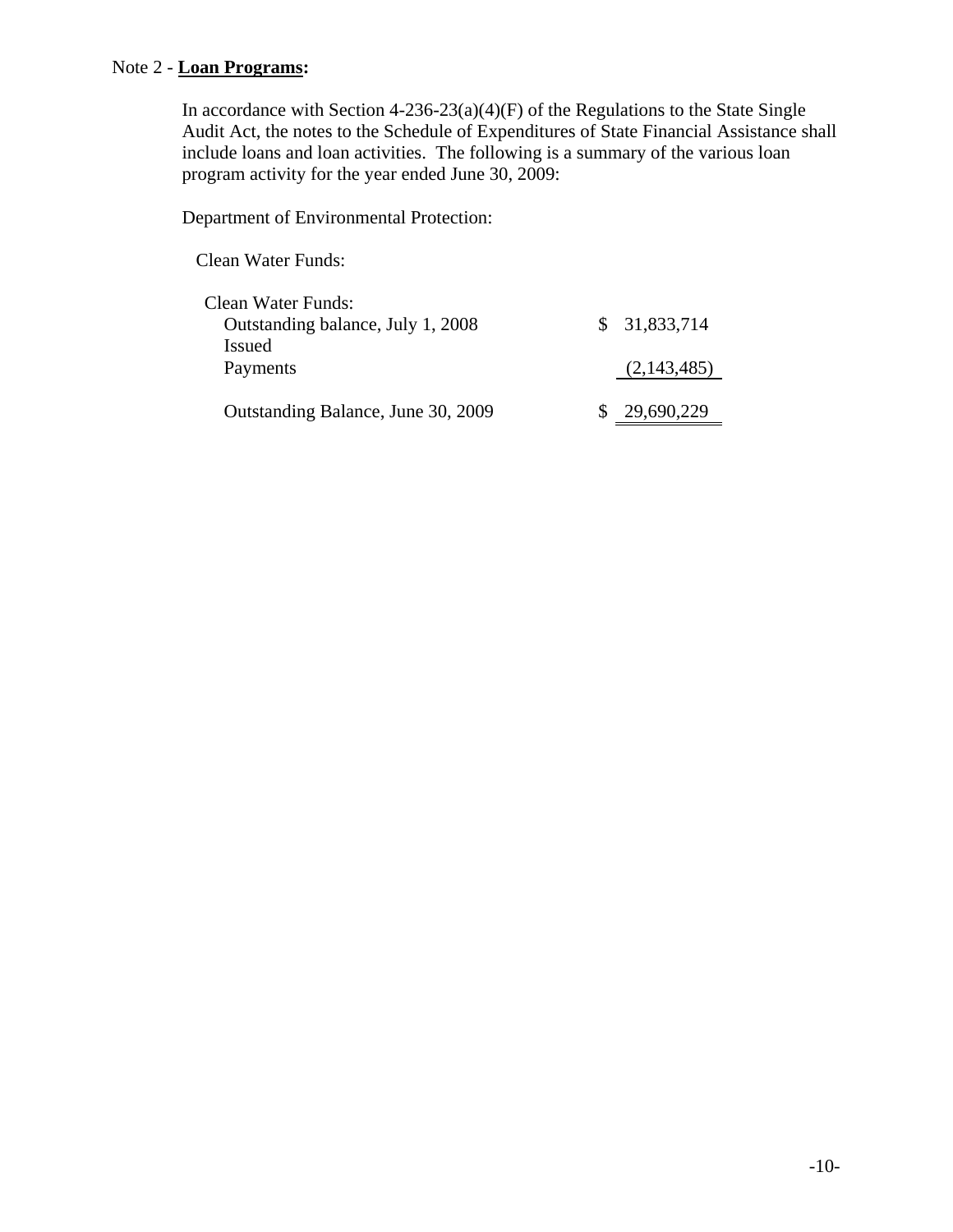Note 2 - **Loan Programs:**

In accordance with Section 4-236-23(a)(4)(F) of the Regulations to the State Single Audit Act, the notes to the Schedule of Expenditures of State Financial Assistance shall include loans and loan activities. The following is a summary of the various loan program activity for the year ended June 30, 2009:

Department of Environmental Protection:

Clean Water Funds:

| Clean Water Funds: | |
|---|---|
| Outstanding balance, July 1, 2008 | $ 31,833,714 |
| Issued | |
| Payments | (2,143,485) |
| Outstanding Balance, June 30, 2009 | $ 29,690,229 |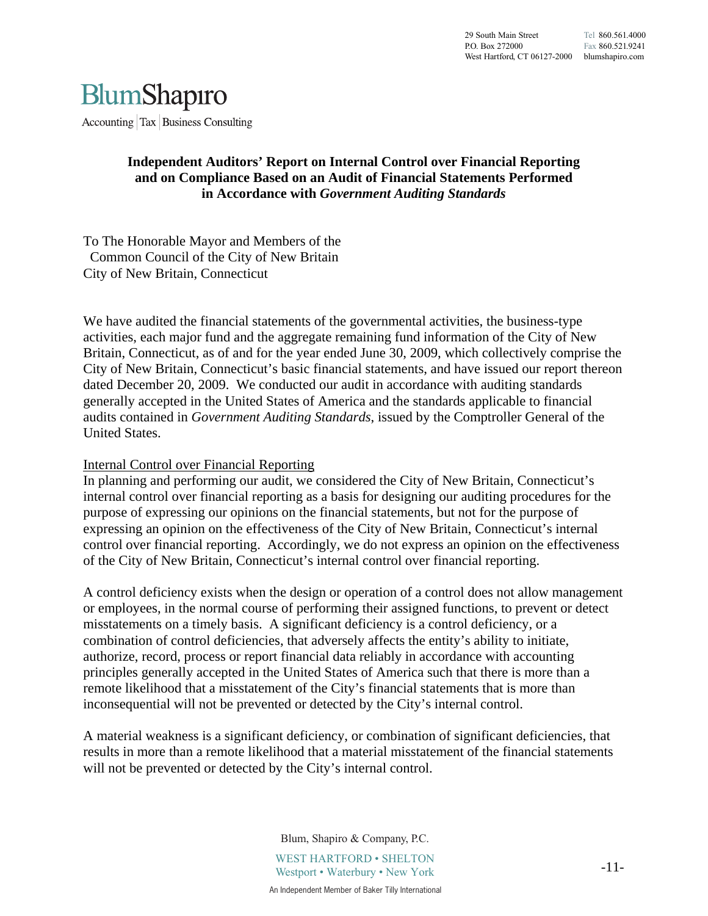29 South Main Street
P.O. Box 272000
West Hartford, CT 06127-2000

Tel 860.561.4000
Fax 860.521.9241
blumshapiro.com

BlumShapiro

Accounting | Tax | Business Consulting

## Independent Auditors' Report on Internal Control over Financial Reporting and on Compliance Based on an Audit of Financial Statements Performed in Accordance with *Government Auditing Standards*

To The Honorable Mayor and Members of the
Common Council of the City of New Britain
City of New Britain, Connecticut

We have audited the financial statements of the governmental activities, the business-type activities, each major fund and the aggregate remaining fund information of the City of New Britain, Connecticut, as of and for the year ended June 30, 2009, which collectively comprise the City of New Britain, Connecticut's basic financial statements, and have issued our report thereon dated December 20, 2009. We conducted our audit in accordance with auditing standards generally accepted in the United States of America and the standards applicable to financial audits contained in *Government Auditing Standards*, issued by the Comptroller General of the United States.

Internal Control over Financial Reporting

In planning and performing our audit, we considered the City of New Britain, Connecticut's internal control over financial reporting as a basis for designing our auditing procedures for the purpose of expressing our opinions on the financial statements, but not for the purpose of expressing an opinion on the effectiveness of the City of New Britain, Connecticut's internal control over financial reporting. Accordingly, we do not express an opinion on the effectiveness of the City of New Britain, Connecticut's internal control over financial reporting.

A control deficiency exists when the design or operation of a control does not allow management or employees, in the normal course of performing their assigned functions, to prevent or detect misstatements on a timely basis. A significant deficiency is a control deficiency, or a combination of control deficiencies, that adversely affects the entity's ability to initiate, authorize, record, process or report financial data reliably in accordance with accounting principles generally accepted in the United States of America such that there is more than a remote likelihood that a misstatement of the City's financial statements that is more than inconsequential will not be prevented or detected by the City's internal control.

A material weakness is a significant deficiency, or combination of significant deficiencies, that results in more than a remote likelihood that a material misstatement of the financial statements will not be prevented or detected by the City's internal control.

Blum, Shapiro & Company, P.C.
WEST HARTFORD • SHELTON
Westport • Waterbury • New York
An Independent Member of Baker Tilly International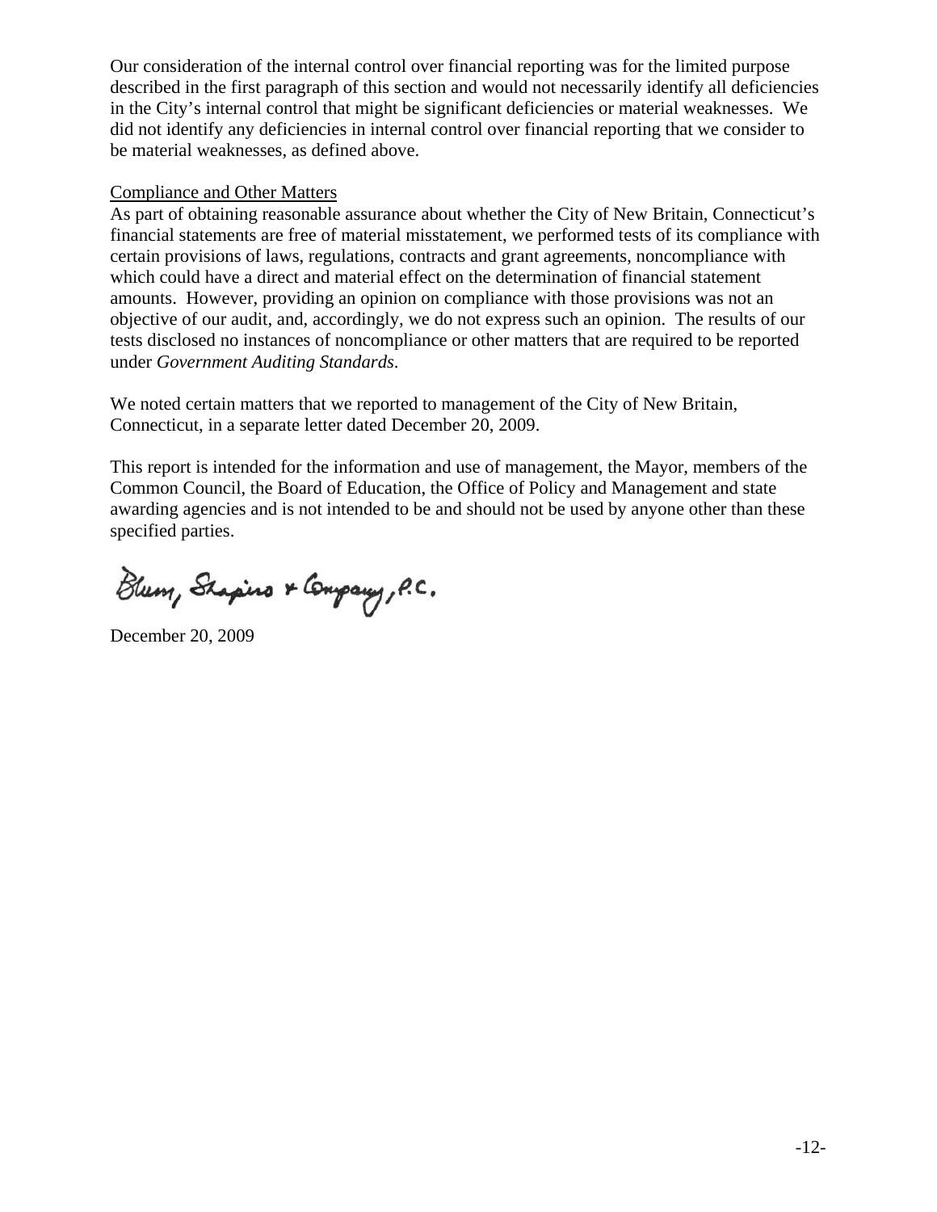Our consideration of the internal control over financial reporting was for the limited purpose described in the first paragraph of this section and would not necessarily identify all deficiencies in the City's internal control that might be significant deficiencies or material weaknesses. We did not identify any deficiencies in internal control over financial reporting that we consider to be material weaknesses, as defined above.

## Compliance and Other Matters

As part of obtaining reasonable assurance about whether the City of New Britain, Connecticut's financial statements are free of material misstatement, we performed tests of its compliance with certain provisions of laws, regulations, contracts and grant agreements, noncompliance with which could have a direct and material effect on the determination of financial statement amounts. However, providing an opinion on compliance with those provisions was not an objective of our audit, and, accordingly, we do not express such an opinion. The results of our tests disclosed no instances of noncompliance or other matters that are required to be reported under *Government Auditing Standards*.

We noted certain matters that we reported to management of the City of New Britain, Connecticut, in a separate letter dated December 20, 2009.

This report is intended for the information and use of management, the Mayor, members of the Common Council, the Board of Education, the Office of Policy and Management and state awarding agencies and is not intended to be and should not be used by anyone other than these specified parties.

Blum, Shapiro & Company, P.C.

December 20, 2009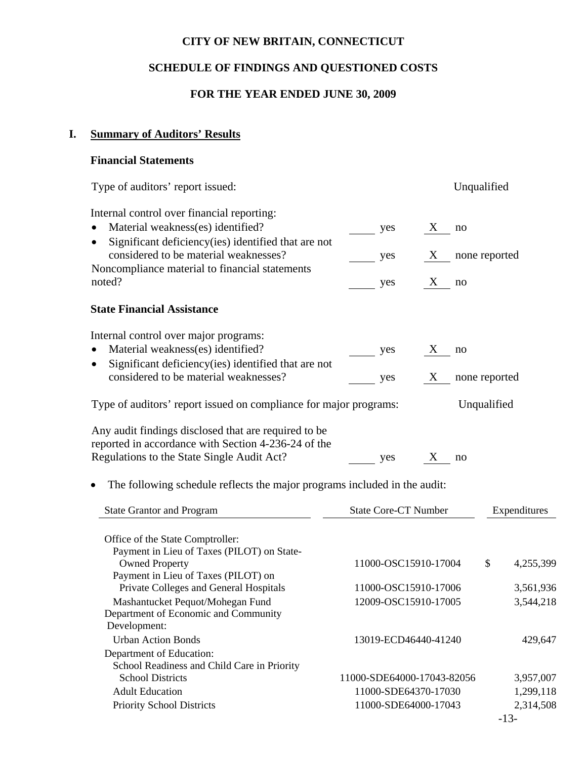**CITY OF NEW BRITAIN, CONNECTICUT**

**SCHEDULE OF FINDINGS AND QUESTIONED COSTS**

**FOR THE YEAR ENDED JUNE 30, 2009**

## I. Summary of Auditors' Results

### Financial Statements

Type of auditors' report issued: Unqualified

Internal control over financial reporting:

- Material weakness(es) identified? ____ yes _X_ no
- Significant deficiency(ies) identified that are not considered to be material weaknesses? ____ yes _X_ none reported

Noncompliance material to financial statements noted? ____ yes _X_ no

### State Financial Assistance

Internal control over major programs:

- Material weakness(es) identified? ____ yes _X_ no
- Significant deficiency(ies) identified that are not considered to be material weaknesses? ____ yes _X_ none reported

Type of auditors' report issued on compliance for major programs: Unqualified

Any audit findings disclosed that are required to be reported in accordance with Section 4-236-24 of the Regulations to the State Single Audit Act? ____ yes _X_ no

- The following schedule reflects the major programs included in the audit:

| State Grantor and Program | State Core-CT Number | Expenditures |
|---|---|---|
| Office of the State Comptroller: | | |
| Payment in Lieu of Taxes (PILOT) on State-Owned Property | 11000-OSC15910-17004 | $ 4,255,399 |
| Payment in Lieu of Taxes (PILOT) on Private Colleges and General Hospitals | 11000-OSC15910-17006 | 3,561,936 |
| Mashantucket Pequot/Mohegan Fund | 12009-OSC15910-17005 | 3,544,218 |
| Department of Economic and Community Development: | | |
| Urban Action Bonds | 13019-ECD46440-41240 | 429,647 |
| Department of Education: | | |
| School Readiness and Child Care in Priority School Districts | 11000-SDE64000-17043-82056 | 3,957,007 |
| Adult Education | 11000-SDE64370-17030 | 1,299,118 |
| Priority School Districts | 11000-SDE64000-17043 | 2,314,508 |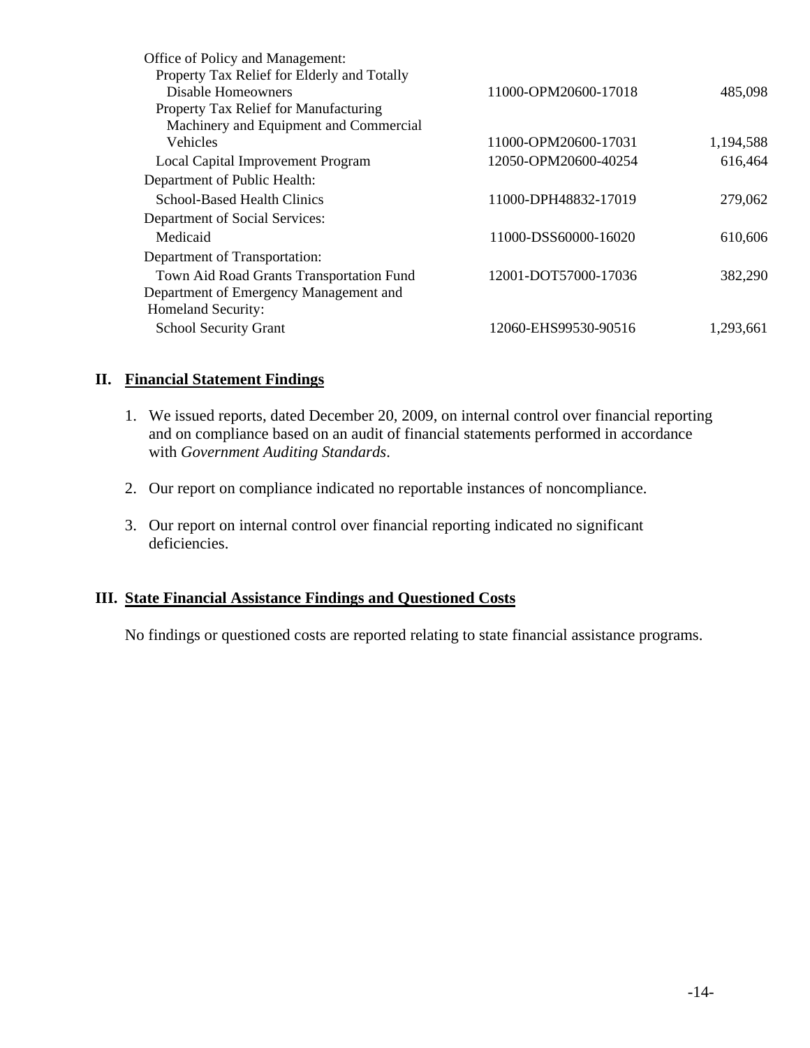| | | |
|---|---|---|
| Office of Policy and Management: | | |
| Property Tax Relief for Elderly and Totally Disable Homeowners | 11000-OPM20600-17018 | 485,098 |
| Property Tax Relief for Manufacturing Machinery and Equipment and Commercial Vehicles | 11000-OPM20600-17031 | 1,194,588 |
| Local Capital Improvement Program | 12050-OPM20600-40254 | 616,464 |
| Department of Public Health: | | |
| School-Based Health Clinics | 11000-DPH48832-17019 | 279,062 |
| Department of Social Services: | | |
| Medicaid | 11000-DSS60000-16020 | 610,606 |
| Department of Transportation: | | |
| Town Aid Road Grants Transportation Fund | 12001-DOT57000-17036 | 382,290 |
| Department of Emergency Management and Homeland Security: | | |
| School Security Grant | 12060-EHS99530-90516 | 1,293,661 |

## II. Financial Statement Findings

1. We issued reports, dated December 20, 2009, on internal control over financial reporting and on compliance based on an audit of financial statements performed in accordance with *Government Auditing Standards*.

2. Our report on compliance indicated no reportable instances of noncompliance.

3. Our report on internal control over financial reporting indicated no significant deficiencies.

## III. State Financial Assistance Findings and Questioned Costs

No findings or questioned costs are reported relating to state financial assistance programs.